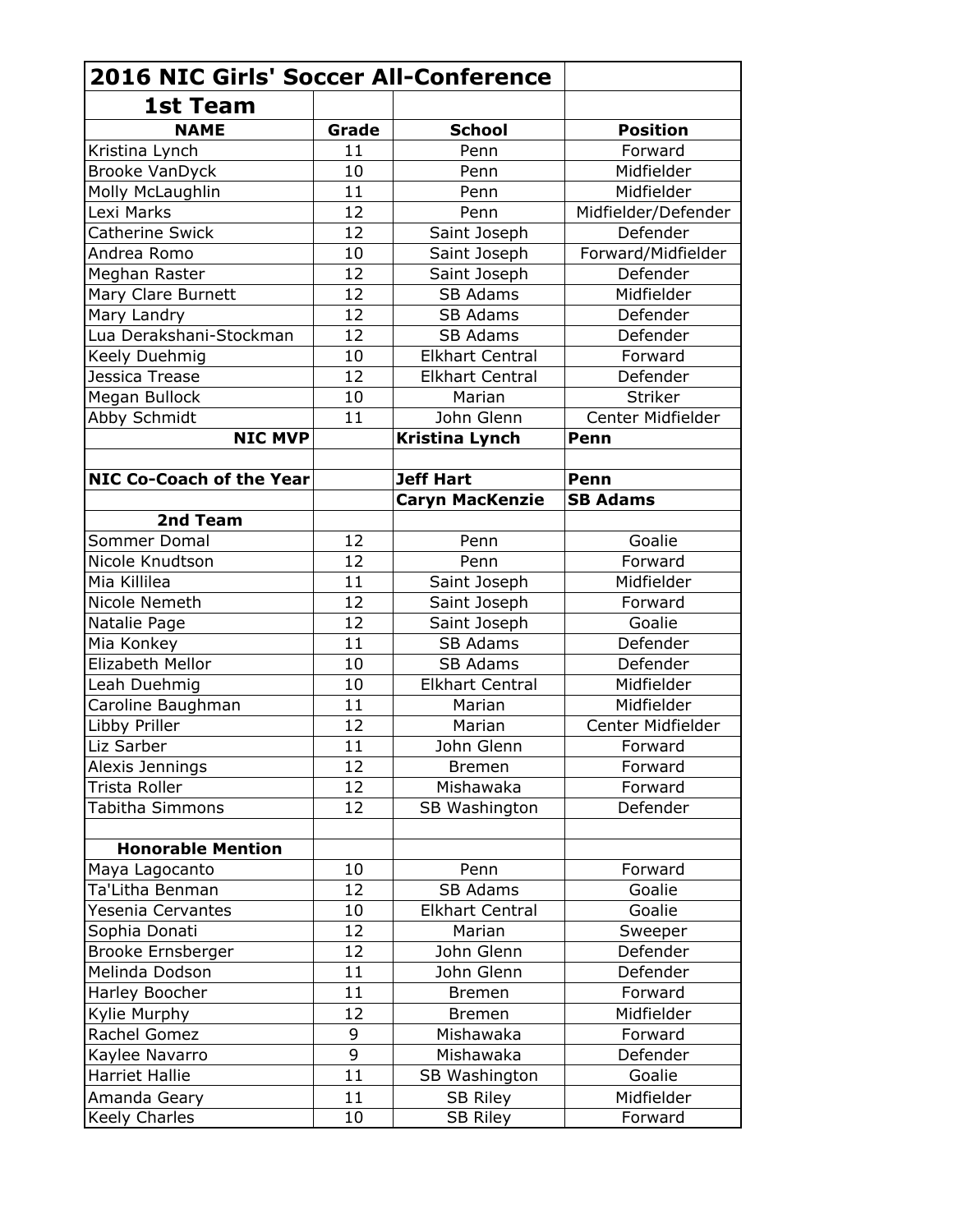| 2016 NIC Girls' Soccer All-Conference | | | |
|---|---|---|---|
| **1st Team** | | | |
| **NAME** | **Grade** | **School** | **Position** |
| Kristina Lynch | 11 | Penn | Forward |
| Brooke VanDyck | 10 | Penn | Midfielder |
| Molly McLaughlin | 11 | Penn | Midfielder |
| Lexi Marks | 12 | Penn | Midfielder/Defender |
| Catherine Swick | 12 | Saint Joseph | Defender |
| Andrea Romo | 10 | Saint Joseph | Forward/Midfielder |
| Meghan Raster | 12 | Saint Joseph | Defender |
| Mary Clare Burnett | 12 | SB Adams | Midfielder |
| Mary Landry | 12 | SB Adams | Defender |
| Lua Derakshani-Stockman | 12 | SB Adams | Defender |
| Keely Duehmig | 10 | Elkhart Central | Forward |
| Jessica Trease | 12 | Elkhart Central | Defender |
| Megan Bullock | 10 | Marian | Striker |
| Abby Schmidt | 11 | John Glenn | Center Midfielder |
| **NIC MVP** | | **Kristina Lynch** | **Penn** |
| | | | |
| **NIC Co-Coach of the Year** | | **Jeff Hart** | **Penn** |
| | | **Caryn MacKenzie** | **SB Adams** |
| **2nd Team** | | | |
| Sommer Domal | 12 | Penn | Goalie |
| Nicole Knudtson | 12 | Penn | Forward |
| Mia Killilea | 11 | Saint Joseph | Midfielder |
| Nicole Nemeth | 12 | Saint Joseph | Forward |
| Natalie Page | 12 | Saint Joseph | Goalie |
| Mia Konkey | 11 | SB Adams | Defender |
| Elizabeth Mellor | 10 | SB Adams | Defender |
| Leah Duehmig | 10 | Elkhart Central | Midfielder |
| Caroline Baughman | 11 | Marian | Midfielder |
| Libby Priller | 12 | Marian | Center Midfielder |
| Liz Sarber | 11 | John Glenn | Forward |
| Alexis Jennings | 12 | Bremen | Forward |
| Trista Roller | 12 | Mishawaka | Forward |
| Tabitha Simmons | 12 | SB Washington | Defender |
| | | | |
| **Honorable Mention** | | | |
| Maya Lagocanto | 10 | Penn | Forward |
| Ta'Litha Benman | 12 | SB Adams | Goalie |
| Yesenia Cervantes | 10 | Elkhart Central | Goalie |
| Sophia Donati | 12 | Marian | Sweeper |
| Brooke Ernsberger | 12 | John Glenn | Defender |
| Melinda Dodson | 11 | John Glenn | Defender |
| Harley Boocher | 11 | Bremen | Forward |
| Kylie Murphy | 12 | Bremen | Midfielder |
| Rachel Gomez | 9 | Mishawaka | Forward |
| Kaylee Navarro | 9 | Mishawaka | Defender |
| Harriet Hallie | 11 | SB Washington | Goalie |
| Amanda Geary | 11 | SB Riley | Midfielder |
| Keely Charles | 10 | SB Riley | Forward |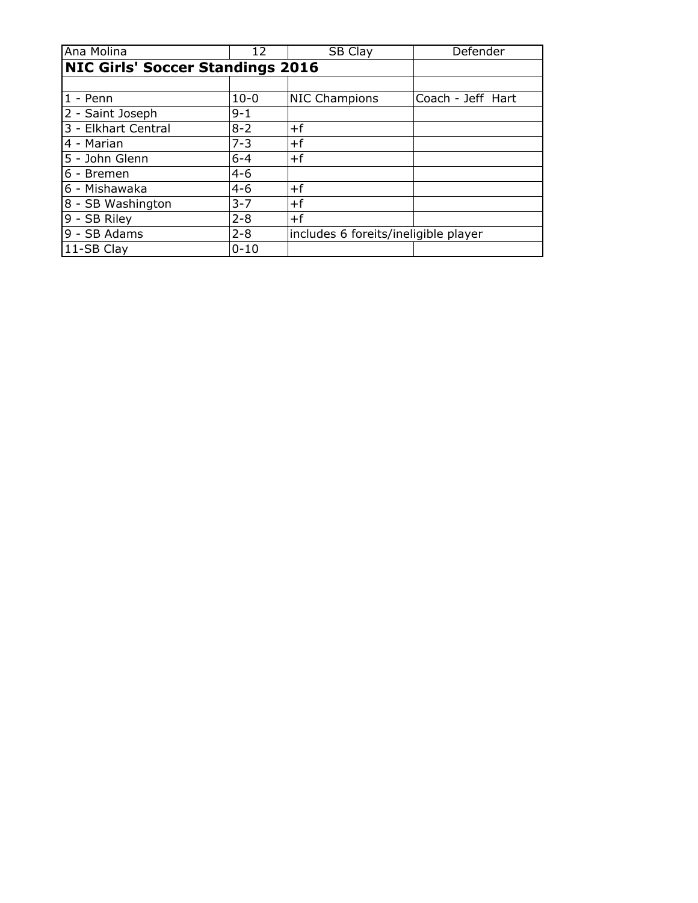| | | | |
|---|---|---|---|
| Ana Molina | 12 | SB Clay | Defender |
| **NIC Girls' Soccer Standings 2016** | | | |
| | | | |
| 1 - Penn | 10-0 | NIC Champions | Coach - Jeff Hart |
| 2 - Saint Joseph | 9-1 | | |
| 3 - Elkhart Central | 8-2 | +f | |
| 4 - Marian | 7-3 | +f | |
| 5 - John Glenn | 6-4 | +f | |
| 6 - Bremen | 4-6 | | |
| 6 - Mishawaka | 4-6 | +f | |
| 8 - SB Washington | 3-7 | +f | |
| 9 - SB Riley | 2-8 | +f | |
| 9 - SB Adams | 2-8 | includes 6 foreits/ineligible player | |
| 11-SB Clay | 0-10 | | |